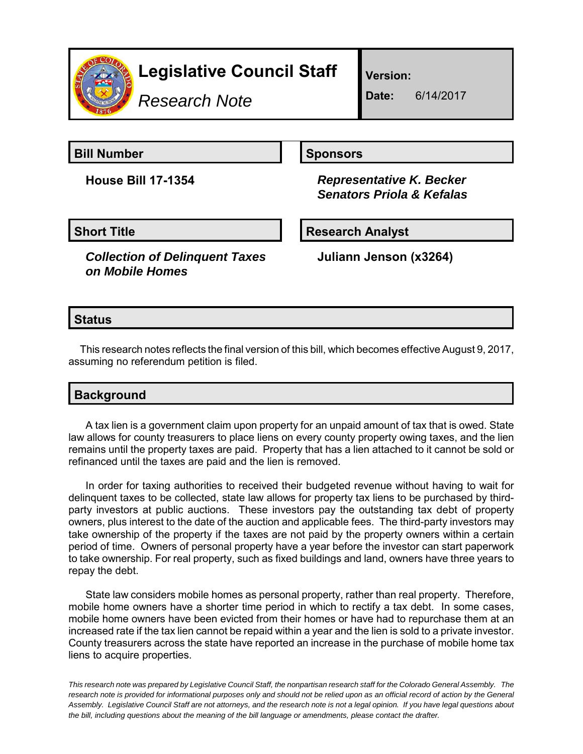# Legislative Council Staff

*Research Note*

**Version:**

**Date:** 6/14/2017

## Bill Number

**House Bill 17-1354**

## Sponsors

***Representative K. Becker***
***Senators Priola & Kefalas***

## Short Title

***Collection of Delinquent Taxes on Mobile Homes***

## Research Analyst

**Juliann Jenson (x3264)**

## Status

This research notes reflects the final version of this bill, which becomes effective August 9, 2017, assuming no referendum petition is filed.

## Background

A tax lien is a government claim upon property for an unpaid amount of tax that is owed. State law allows for county treasurers to place liens on every county property owing taxes, and the lien remains until the property taxes are paid. Property that has a lien attached to it cannot be sold or refinanced until the taxes are paid and the lien is removed.

In order for taxing authorities to received their budgeted revenue without having to wait for delinquent taxes to be collected, state law allows for property tax liens to be purchased by third-party investors at public auctions. These investors pay the outstanding tax debt of property owners, plus interest to the date of the auction and applicable fees. The third-party investors may take ownership of the property if the taxes are not paid by the property owners within a certain period of time. Owners of personal property have a year before the investor can start paperwork to take ownership. For real property, such as fixed buildings and land, owners have three years to repay the debt.

State law considers mobile homes as personal property, rather than real property. Therefore, mobile home owners have a shorter time period in which to rectify a tax debt. In some cases, mobile home owners have been evicted from their homes or have had to repurchase them at an increased rate if the tax lien cannot be repaid within a year and the lien is sold to a private investor. County treasurers across the state have reported an increase in the purchase of mobile home tax liens to acquire properties.

*This research note was prepared by Legislative Council Staff, the nonpartisan research staff for the Colorado General Assembly. The research note is provided for informational purposes only and should not be relied upon as an official record of action by the General Assembly. Legislative Council Staff are not attorneys, and the research note is not a legal opinion. If you have legal questions about the bill, including questions about the meaning of the bill language or amendments, please contact the drafter.*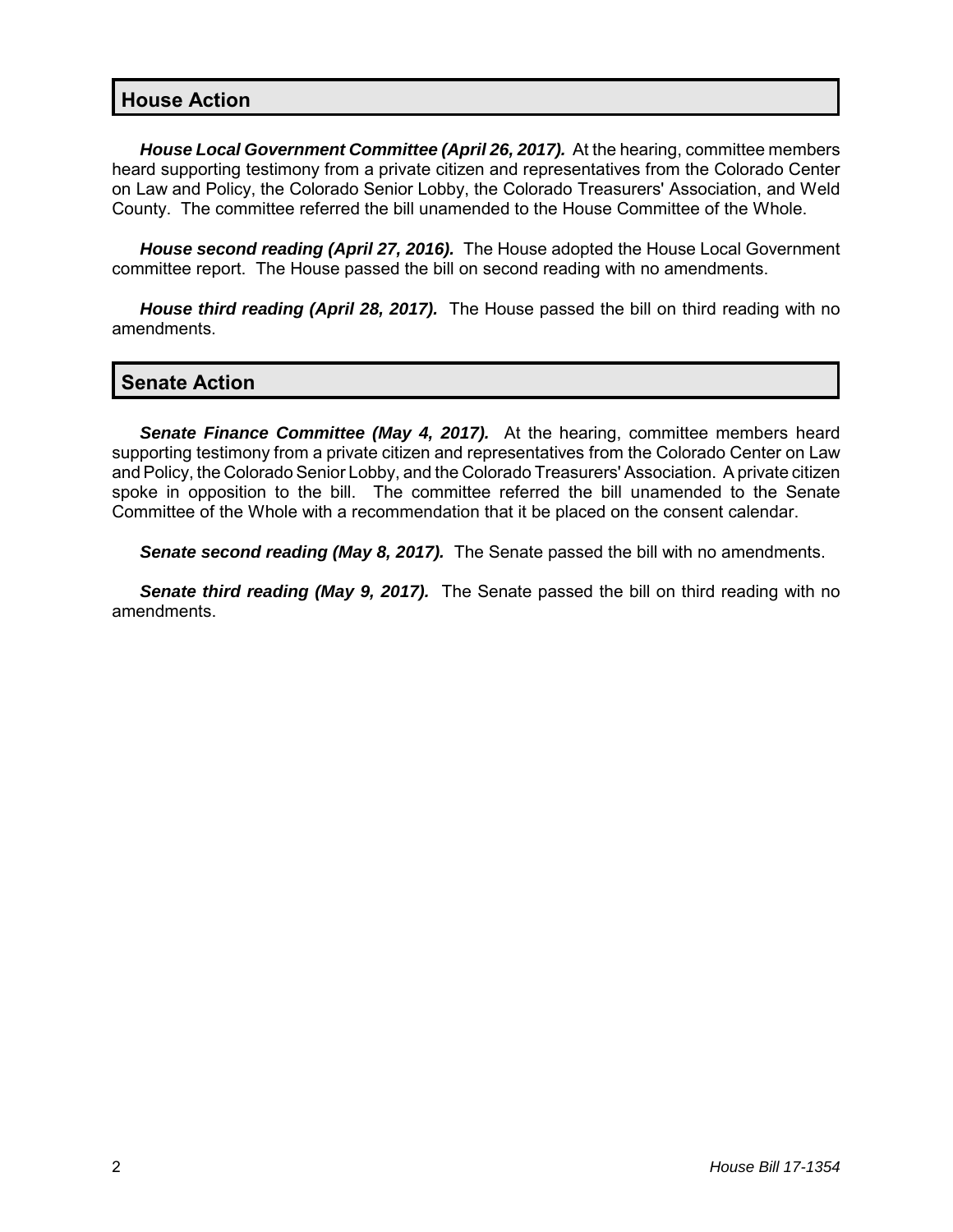## House Action

***House Local Government Committee (April 26, 2017).*** At the hearing, committee members heard supporting testimony from a private citizen and representatives from the Colorado Center on Law and Policy, the Colorado Senior Lobby, the Colorado Treasurers' Association, and Weld County. The committee referred the bill unamended to the House Committee of the Whole.

***House second reading (April 27, 2016).*** The House adopted the House Local Government committee report. The House passed the bill on second reading with no amendments.

***House third reading (April 28, 2017).*** The House passed the bill on third reading with no amendments.

## Senate Action

***Senate Finance Committee (May 4, 2017).*** At the hearing, committee members heard supporting testimony from a private citizen and representatives from the Colorado Center on Law and Policy, the Colorado Senior Lobby, and the Colorado Treasurers' Association. A private citizen spoke in opposition to the bill. The committee referred the bill unamended to the Senate Committee of the Whole with a recommendation that it be placed on the consent calendar.

***Senate second reading (May 8, 2017).*** The Senate passed the bill with no amendments.

***Senate third reading (May 9, 2017).*** The Senate passed the bill on third reading with no amendments.